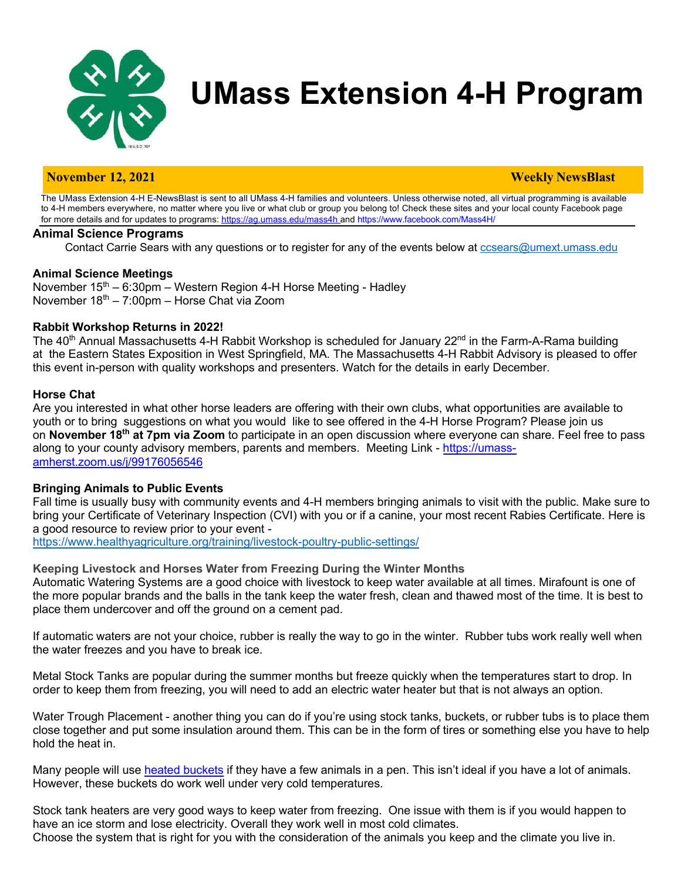# UMass Extension 4-H Program

**November 12, 2021** **Weekly NewsBlast**

The UMass Extension 4-H E-NewsBlast is sent to all UMass 4-H families and volunteers. Unless otherwise noted, all virtual programming is available to 4-H members everywhere, no matter where you live or what club or group you belong to! Check these sites and your local county Facebook page for more details and for updates to programs: https://ag.umass.edu/mass4h and https://www.facebook.com/Mass4H/

## Animal Science Programs

Contact Carrie Sears with any questions or to register for any of the events below at ccsears@umext.umass.edu

### Animal Science Meetings

November 15th – 6:30pm – Western Region 4-H Horse Meeting - Hadley
November 18th – 7:00pm – Horse Chat via Zoom

### Rabbit Workshop Returns in 2022!

The 40th Annual Massachusetts 4-H Rabbit Workshop is scheduled for January 22nd in the Farm-A-Rama building at the Eastern States Exposition in West Springfield, MA. The Massachusetts 4-H Rabbit Advisory is pleased to offer this event in-person with quality workshops and presenters. Watch for the details in early December.

### Horse Chat

Are you interested in what other horse leaders are offering with their own clubs, what opportunities are available to youth or to bring suggestions on what you would like to see offered in the 4-H Horse Program? Please join us on **November 18th at 7pm via Zoom** to participate in an open discussion where everyone can share. Feel free to pass along to your county advisory members, parents and members. Meeting Link - https://umass-amherst.zoom.us/j/99176056546

### Bringing Animals to Public Events

Fall time is usually busy with community events and 4-H members bringing animals to visit with the public. Make sure to bring your Certificate of Veterinary Inspection (CVI) with you or if a canine, your most recent Rabies Certificate. Here is a good resource to review prior to your event - https://www.healthyagriculture.org/training/livestock-poultry-public-settings/

### Keeping Livestock and Horses Water from Freezing During the Winter Months

Automatic Watering Systems are a good choice with livestock to keep water available at all times. Mirafount is one of the more popular brands and the balls in the tank keep the water fresh, clean and thawed most of the time. It is best to place them undercover and off the ground on a cement pad.

If automatic waters are not your choice, rubber is really the way to go in the winter. Rubber tubs work really well when the water freezes and you have to break ice.

Metal Stock Tanks are popular during the summer months but freeze quickly when the temperatures start to drop. In order to keep them from freezing, you will need to add an electric water heater but that is not always an option.

Water Trough Placement - another thing you can do if you're using stock tanks, buckets, or rubber tubs is to place them close together and put some insulation around them. This can be in the form of tires or something else you have to help hold the heat in.

Many people will use heated buckets if they have a few animals in a pen. This isn't ideal if you have a lot of animals. However, these buckets do work well under very cold temperatures.

Stock tank heaters are very good ways to keep water from freezing. One issue with them is if you would happen to have an ice storm and lose electricity. Overall they work well in most cold climates.
Choose the system that is right for you with the consideration of the animals you keep and the climate you live in.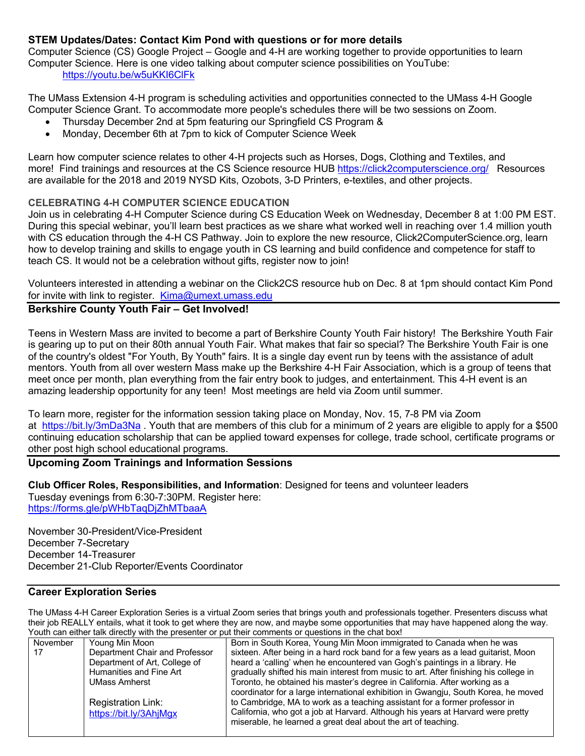**STEM Updates/Dates: Contact Kim Pond with questions or for more details**

Computer Science (CS) Google Project – Google and 4-H are working together to provide opportunities to learn Computer Science. Here is one video talking about computer science possibilities on YouTube:
https://youtu.be/w5uKKI6ClFk

The UMass Extension 4-H program is scheduling activities and opportunities connected to the UMass 4-H Google Computer Science Grant. To accommodate more people's schedules there will be two sessions on Zoom.

- Thursday December 2nd at 5pm featuring our Springfield CS Program &
- Monday, December 6th at 7pm to kick of Computer Science Week

Learn how computer science relates to other 4-H projects such as Horses, Dogs, Clothing and Textiles, and more! Find trainings and resources at the CS Science resource HUB https://click2computerscience.org/ Resources are available for the 2018 and 2019 NYSD Kits, Ozobots, 3-D Printers, e-textiles, and other projects.

**CELEBRATING 4-H COMPUTER SCIENCE EDUCATION**

Join us in celebrating 4-H Computer Science during CS Education Week on Wednesday, December 8 at 1:00 PM EST. During this special webinar, you'll learn best practices as we share what worked well in reaching over 1.4 million youth with CS education through the 4-H CS Pathway. Join to explore the new resource, Click2ComputerScience.org, learn how to develop training and skills to engage youth in CS learning and build confidence and competence for staff to teach CS. It would not be a celebration without gifts, register now to join!

Volunteers interested in attending a webinar on the Click2CS resource hub on Dec. 8 at 1pm should contact Kim Pond for invite with link to register. Kima@umext.umass.edu

**Berkshire County Youth Fair – Get Involved!**

Teens in Western Mass are invited to become a part of Berkshire County Youth Fair history! The Berkshire Youth Fair is gearing up to put on their 80th annual Youth Fair. What makes that fair so special? The Berkshire Youth Fair is one of the country's oldest "For Youth, By Youth" fairs. It is a single day event run by teens with the assistance of adult mentors. Youth from all over western Mass make up the Berkshire 4-H Fair Association, which is a group of teens that meet once per month, plan everything from the fair entry book to judges, and entertainment. This 4-H event is an amazing leadership opportunity for any teen! Most meetings are held via Zoom until summer.

To learn more, register for the information session taking place on Monday, Nov. 15, 7-8 PM via Zoom at https://bit.ly/3mDa3Na . Youth that are members of this club for a minimum of 2 years are eligible to apply for a $500 continuing education scholarship that can be applied toward expenses for college, trade school, certificate programs or other post high school educational programs.

**Upcoming Zoom Trainings and Information Sessions**

**Club Officer Roles, Responsibilities, and Information**: Designed for teens and volunteer leaders
Tuesday evenings from 6:30-7:30PM. Register here:
https://forms.gle/pWHbTaqDjZhMTbaaA

November 30-President/Vice-President
December 7-Secretary
December 14-Treasurer
December 21-Club Reporter/Events Coordinator

**Career Exploration Series**

The UMass 4-H Career Exploration Series is a virtual Zoom series that brings youth and professionals together. Presenters discuss what their job REALLY entails, what it took to get where they are now, and maybe some opportunities that may have happened along the way. Youth can either talk directly with the presenter or put their comments or questions in the chat box!

| | | |
|---|---|---|
| November 17 | Young Min Moon<br>Department Chair and Professor<br>Department of Art, College of Humanities and Fine Art<br>UMass Amherst<br><br>Registration Link:<br>https://bit.ly/3AhjMgx | Born in South Korea, Young Min Moon immigrated to Canada when he was sixteen. After being in a hard rock band for a few years as a lead guitarist, Moon heard a 'calling' when he encountered van Gogh's paintings in a library. He gradually shifted his main interest from music to art. After finishing his college in Toronto, he obtained his master's degree in California. After working as a coordinator for a large international exhibition in Gwangju, South Korea, he moved to Cambridge, MA to work as a teaching assistant for a former professor in California, who got a job at Harvard. Although his years at Harvard were pretty miserable, he learned a great deal about the art of teaching. |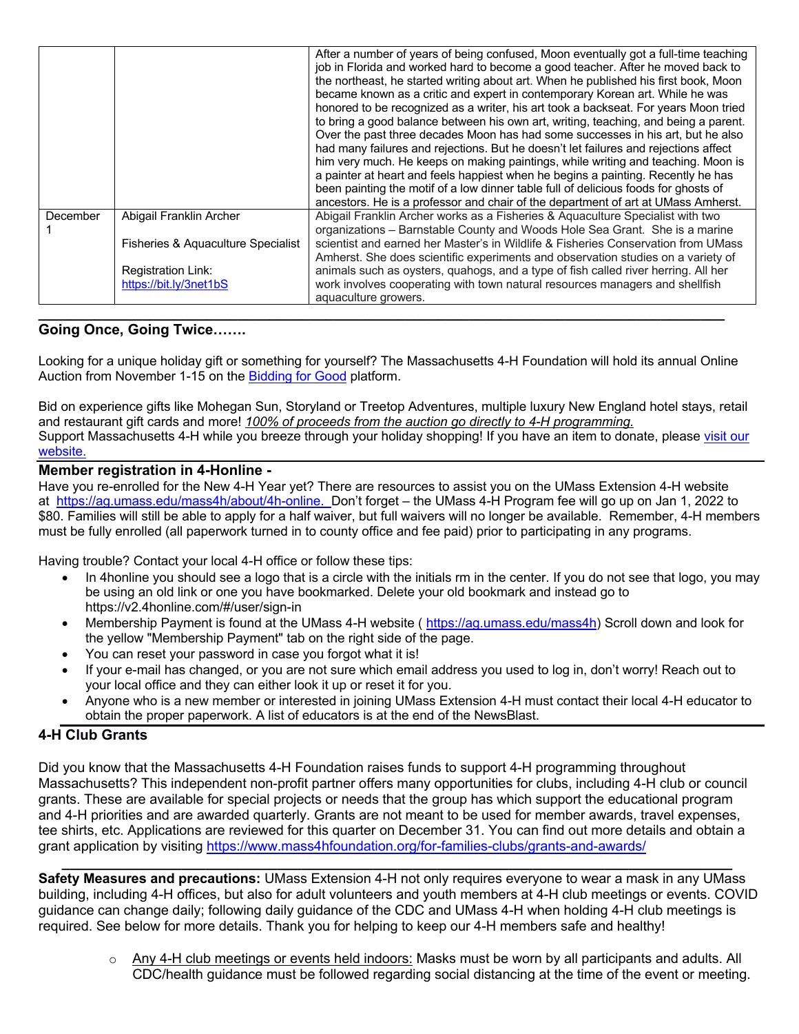| | | |
|---|---|---|
| | | After a number of years of being confused, Moon eventually got a full-time teaching job in Florida and worked hard to become a good teacher. After he moved back to the northeast, he started writing about art. When he published his first book, Moon became known as a critic and expert in contemporary Korean art. While he was honored to be recognized as a writer, his art took a backseat. For years Moon tried to bring a good balance between his own art, writing, teaching, and being a parent. Over the past three decades Moon has had some successes in his art, but he also had many failures and rejections. But he doesn't let failures and rejections affect him very much. He keeps on making paintings, while writing and teaching. Moon is a painter at heart and feels happiest when he begins a painting. Recently he has been painting the motif of a low dinner table full of delicious foods for ghosts of ancestors. He is a professor and chair of the department of art at UMass Amherst. |
| December 1 | Abigail Franklin Archer<br><br>Fisheries & Aquaculture Specialist<br><br>Registration Link: https://bit.ly/3net1bS | Abigail Franklin Archer works as a Fisheries & Aquaculture Specialist with two organizations – Barnstable County and Woods Hole Sea Grant. She is a marine scientist and earned her Master's in Wildlife & Fisheries Conservation from UMass Amherst. She does scientific experiments and observation studies on a variety of animals such as oysters, quahogs, and a type of fish called river herring. All her work involves cooperating with town natural resources managers and shellfish aquaculture growers. |

## Going Once, Going Twice…….

Looking for a unique holiday gift or something for yourself? The Massachusetts 4-H Foundation will hold its annual Online Auction from November 1-15 on the Bidding for Good platform.

Bid on experience gifts like Mohegan Sun, Storyland or Treetop Adventures, multiple luxury New England hotel stays, retail and restaurant gift cards and more! *100% of proceeds from the auction go directly to 4-H programming.*
Support Massachusetts 4-H while you breeze through your holiday shopping! If you have an item to donate, please visit our website.

## Member registration in 4-Honline -

Have you re-enrolled for the New 4-H Year yet? There are resources to assist you on the UMass Extension 4-H website at https://ag.umass.edu/mass4h/about/4h-online. Don't forget – the UMass 4-H Program fee will go up on Jan 1, 2022 to $80. Families will still be able to apply for a half waiver, but full waivers will no longer be available. Remember, 4-H members must be fully enrolled (all paperwork turned in to county office and fee paid) prior to participating in any programs.

Having trouble? Contact your local 4-H office or follow these tips:

- In 4honline you should see a logo that is a circle with the initials rm in the center. If you do not see that logo, you may be using an old link or one you have bookmarked. Delete your old bookmark and instead go to https://v2.4honline.com/#/user/sign-in
- Membership Payment is found at the UMass 4-H website ( https://ag.umass.edu/mass4h) Scroll down and look for the yellow "Membership Payment" tab on the right side of the page.
- You can reset your password in case you forgot what it is!
- If your e-mail has changed, or you are not sure which email address you used to log in, don't worry! Reach out to your local office and they can either look it up or reset it for you.
- Anyone who is a new member or interested in joining UMass Extension 4-H must contact their local 4-H educator to obtain the proper paperwork. A list of educators is at the end of the NewsBlast.

## 4-H Club Grants

Did you know that the Massachusetts 4-H Foundation raises funds to support 4-H programming throughout Massachusetts? This independent non-profit partner offers many opportunities for clubs, including 4-H club or council grants. These are available for special projects or needs that the group has which support the educational program and 4-H priorities and are awarded quarterly. Grants are not meant to be used for member awards, travel expenses, tee shirts, etc. Applications are reviewed for this quarter on December 31. You can find out more details and obtain a grant application by visiting https://www.mass4hfoundation.org/for-families-clubs/grants-and-awards/

**Safety Measures and precautions:** UMass Extension 4-H not only requires everyone to wear a mask in any UMass building, including 4-H offices, but also for adult volunteers and youth members at 4-H club meetings or events. COVID guidance can change daily; following daily guidance of the CDC and UMass 4-H when holding 4-H club meetings is required. See below for more details. Thank you for helping to keep our 4-H members safe and healthy!

- Any 4-H club meetings or events held indoors: Masks must be worn by all participants and adults. All CDC/health guidance must be followed regarding social distancing at the time of the event or meeting.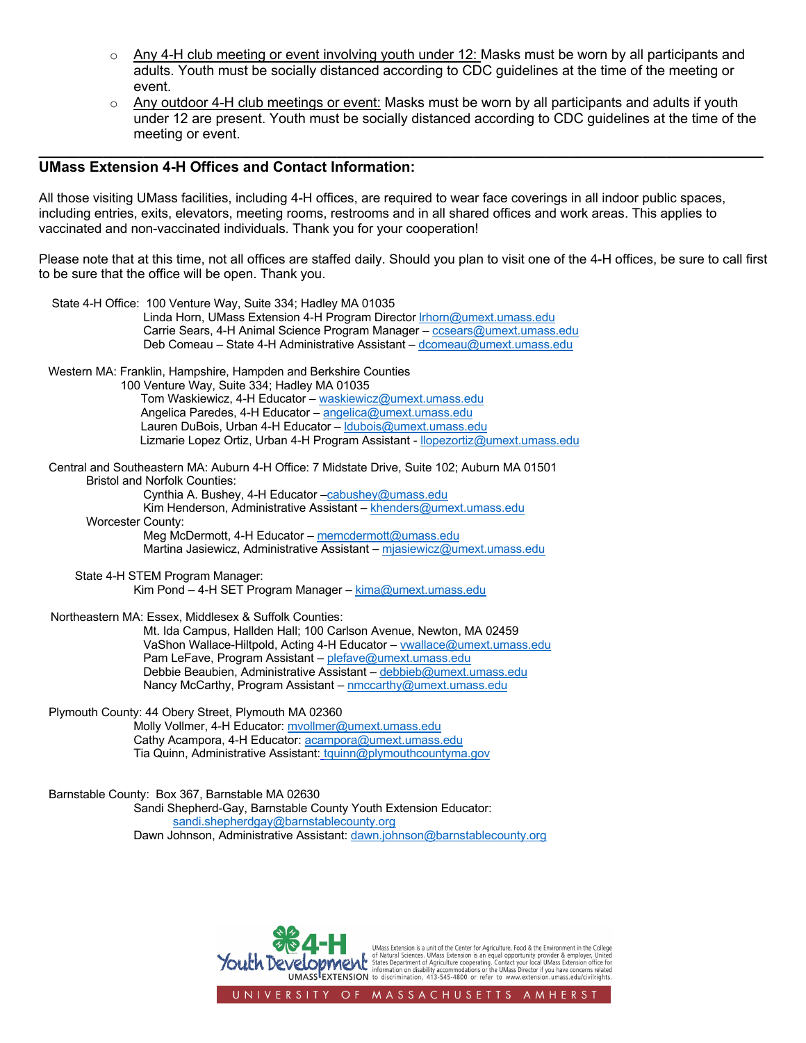- Any 4-H club meeting or event involving youth under 12: Masks must be worn by all participants and adults. Youth must be socially distanced according to CDC guidelines at the time of the meeting or event.
- Any outdoor 4-H club meetings or event: Masks must be worn by all participants and adults if youth under 12 are present. Youth must be socially distanced according to CDC guidelines at the time of the meeting or event.

---

## UMass Extension 4-H Offices and Contact Information:

All those visiting UMass facilities, including 4-H offices, are required to wear face coverings in all indoor public spaces, including entries, exits, elevators, meeting rooms, restrooms and in all shared offices and work areas. This applies to vaccinated and non-vaccinated individuals. Thank you for your cooperation!

Please note that at this time, not all offices are staffed daily. Should you plan to visit one of the 4-H offices, be sure to call first to be sure that the office will be open. Thank you.

State 4-H Office: 100 Venture Way, Suite 334; Hadley MA 01035
Linda Horn, UMass Extension 4-H Program Director lrhorn@umext.umass.edu
Carrie Sears, 4-H Animal Science Program Manager – ccsears@umext.umass.edu
Deb Comeau – State 4-H Administrative Assistant – dcomeau@umext.umass.edu

Western MA: Franklin, Hampshire, Hampden and Berkshire Counties
100 Venture Way, Suite 334; Hadley MA 01035
Tom Waskiewicz, 4-H Educator – waskiewicz@umext.umass.edu
Angelica Paredes, 4-H Educator – angelica@umext.umass.edu
Lauren DuBois, Urban 4-H Educator – ldubois@umext.umass.edu
Lizmarie Lopez Ortiz, Urban 4-H Program Assistant - llopezortiz@umext.umass.edu

Central and Southeastern MA: Auburn 4-H Office: 7 Midstate Drive, Suite 102; Auburn MA 01501
Bristol and Norfolk Counties:
Cynthia A. Bushey, 4-H Educator –cabushey@umass.edu
Kim Henderson, Administrative Assistant – khenders@umext.umass.edu
Worcester County:
Meg McDermott, 4-H Educator – memcdermott@umass.edu
Martina Jasiewicz, Administrative Assistant – mjasiewicz@umext.umass.edu

State 4-H STEM Program Manager:
Kim Pond – 4-H SET Program Manager – kima@umext.umass.edu

Northeastern MA: Essex, Middlesex & Suffolk Counties:
Mt. Ida Campus, Hallden Hall; 100 Carlson Avenue, Newton, MA 02459
VaShon Wallace-Hiltpold, Acting 4-H Educator – vwallace@umext.umass.edu
Pam LeFave, Program Assistant – plefave@umext.umass.edu
Debbie Beaubien, Administrative Assistant – debbieb@umext.umass.edu
Nancy McCarthy, Program Assistant – nmccarthy@umext.umass.edu

Plymouth County: 44 Obery Street, Plymouth MA 02360
Molly Vollmer, 4-H Educator: mvollmer@umext.umass.edu
Cathy Acampora, 4-H Educator: acampora@umext.umass.edu
Tia Quinn, Administrative Assistant: tquinn@plymouthcountyma.gov

Barnstable County: Box 367, Barnstable MA 02630
Sandi Shepherd-Gay, Barnstable County Youth Extension Educator:
sandi.shepherdgay@barnstablecounty.org
Dawn Johnson, Administrative Assistant: dawn.johnson@barnstablecounty.org

4-H Youth Development UMASS EXTENSION

UMass Extension is a unit of the Center for Agriculture, Food & the Environment in the College of Natural Sciences. UMass Extension is an equal opportunity provider & employer, United States Department of Agriculture cooperating. Contact your local UMass Extension office for information on disability accommodations or the UMass Director if you have concerns related to discrimination, 413-545-4800 or refer to www.extension.umass.edu/civilrights.

UNIVERSITY OF MASSACHUSETTS AMHERST